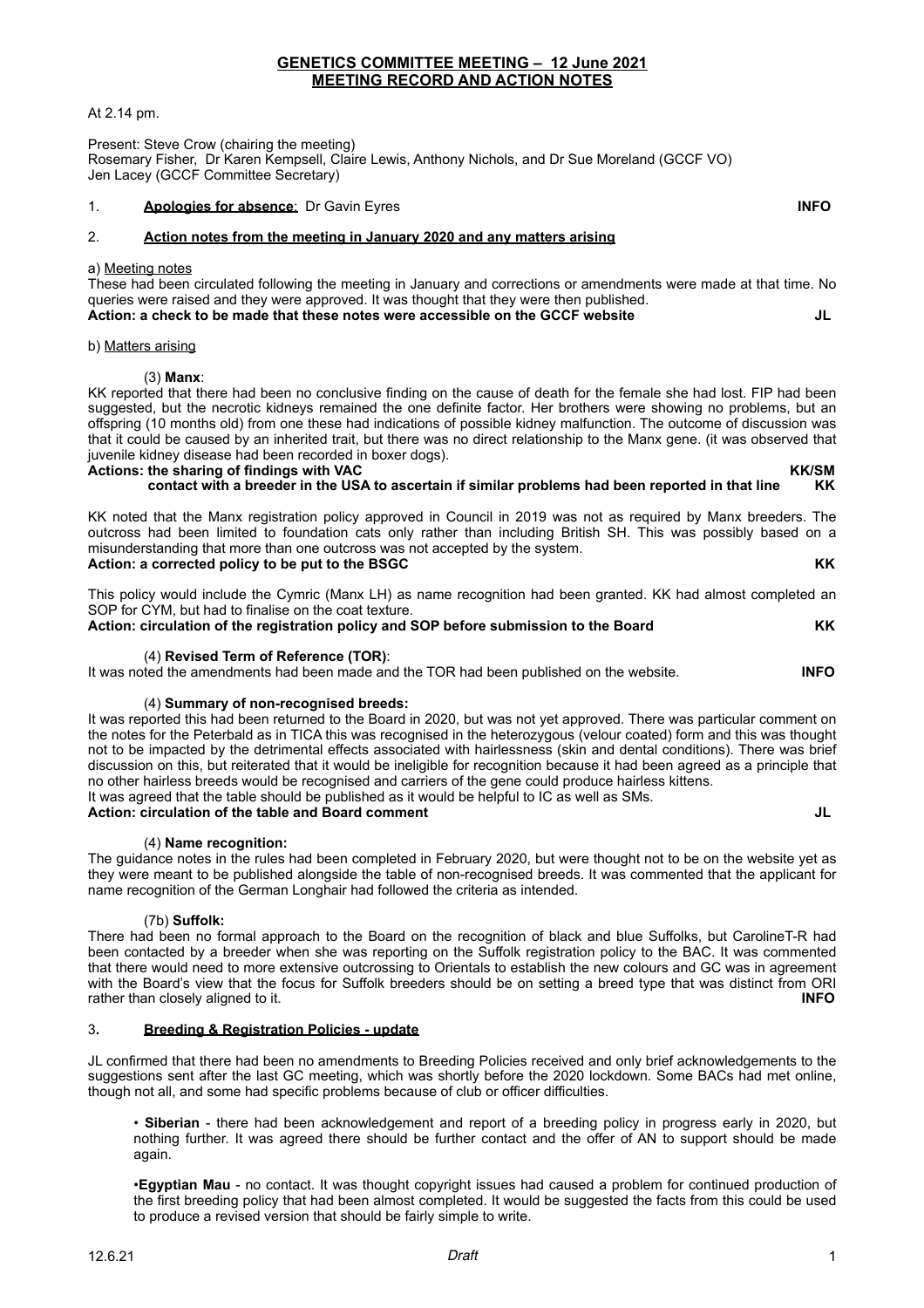# GENETICS COMMITTEE MEETING – 12 June 2021
## MEETING RECORD AND ACTION NOTES

At 2.14 pm.

Present: Steve Crow (chairing the meeting)
Rosemary Fisher, Dr Karen Kempsell, Claire Lewis, Anthony Nichols, and Dr Sue Moreland (GCCF VO)
Jen Lacey (GCCF Committee Secretary)

1. **Apologies for absence**: Dr Gavin Eyres **INFO**

2. **Action notes from the meeting in January 2020 and any matters arising**

a) Meeting notes

These had been circulated following the meeting in January and corrections or amendments were made at that time. No queries were raised and they were approved. It was thought that they were then published.

**Action: a check to be made that these notes were accessible on the GCCF website JL**

b) Matters arising

(3) **Manx**:

KK reported that there had been no conclusive finding on the cause of death for the female she had lost. FIP had been suggested, but the necrotic kidneys remained the one definite factor. Her brothers were showing no problems, but an offspring (10 months old) from one these had indications of possible kidney malfunction. The outcome of discussion was that it could be caused by an inherited trait, but there was no direct relationship to the Manx gene. (it was observed that juvenile kidney disease had been recorded in boxer dogs).

**Actions: the sharing of findings with VAC KK/SM**
**contact with a breeder in the USA to ascertain if similar problems had been reported in that line KK**

KK noted that the Manx registration policy approved in Council in 2019 was not as required by Manx breeders. The outcross had been limited to foundation cats only rather than including British SH. This was possibly based on a misunderstanding that more than one outcross was not accepted by the system.

**Action: a corrected policy to be put to the BSGC KK**

This policy would include the Cymric (Manx LH) as name recognition had been granted. KK had almost completed an SOP for CYM, but had to finalise on the coat texture.

**Action: circulation of the registration policy and SOP before submission to the Board KK**

(4) **Revised Term of Reference (TOR)**:

It was noted the amendments had been made and the TOR had been published on the website. **INFO**

(4) **Summary of non-recognised breeds:**

It was reported this had been returned to the Board in 2020, but was not yet approved. There was particular comment on the notes for the Peterbald as in TICA this was recognised in the heterozygous (velour coated) form and this was thought not to be impacted by the detrimental effects associated with hairlessness (skin and dental conditions). There was brief discussion on this, but reiterated that it would be ineligible for recognition because it had been agreed as a principle that no other hairless breeds would be recognised and carriers of the gene could produce hairless kittens.
It was agreed that the table should be published as it would be helpful to IC as well as SMs.

**Action: circulation of the table and Board comment JL**

(4) **Name recognition:**

The guidance notes in the rules had been completed in February 2020, but were thought not to be on the website yet as they were meant to be published alongside the table of non-recognised breeds. It was commented that the applicant for name recognition of the German Longhair had followed the criteria as intended.

(7b) **Suffolk:**

There had been no formal approach to the Board on the recognition of black and blue Suffolks, but CarolineT-R had been contacted by a breeder when she was reporting on the Suffolk registration policy to the BAC. It was commented that there would need to more extensive outcrossing to Orientals to establish the new colours and GC was in agreement with the Board's view that the focus for Suffolk breeders should be on setting a breed type that was distinct from ORI rather than closely aligned to it. **INFO**

3. **Breeding & Registration Policies - update**

JL confirmed that there had been no amendments to Breeding Policies received and only brief acknowledgements to the suggestions sent after the last GC meeting, which was shortly before the 2020 lockdown. Some BACs had met online, though not all, and some had specific problems because of club or officer difficulties.

- **Siberian** - there had been acknowledgement and report of a breeding policy in progress early in 2020, but nothing further. It was agreed there should be further contact and the offer of AN to support should be made again.

- **Egyptian Mau** - no contact. It was thought copyright issues had caused a problem for continued production of the first breeding policy that had been almost completed. It would be suggested the facts from this could be used to produce a revised version that should be fairly simple to write.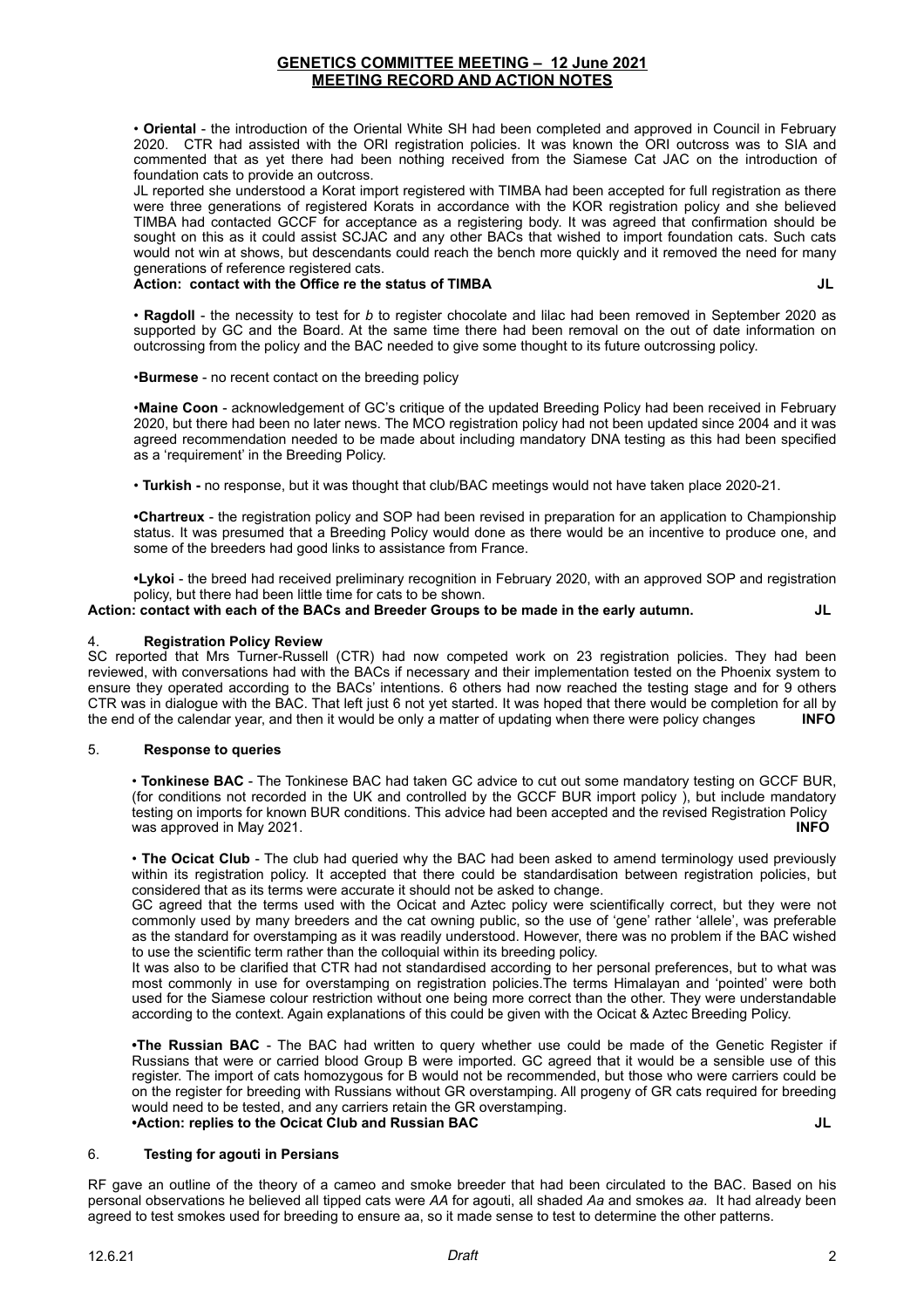**GENETICS COMMITTEE MEETING – 12 June 2021**
**MEETING RECORD AND ACTION NOTES**

• **Oriental** - the introduction of the Oriental White SH had been completed and approved in Council in February 2020. CTR had assisted with the ORI registration policies. It was known the ORI outcross was to SIA and commented that as yet there had been nothing received from the Siamese Cat JAC on the introduction of foundation cats to provide an outcross.

JL reported she understood a Korat import registered with TIMBA had been accepted for full registration as there were three generations of registered Korats in accordance with the KOR registration policy and she believed TIMBA had contacted GCCF for acceptance as a registering body. It was agreed that confirmation should be sought on this as it could assist SCJAC and any other BACs that wished to import foundation cats. Such cats would not win at shows, but descendants could reach the bench more quickly and it removed the need for many generations of reference registered cats.

**Action: contact with the Office re the status of TIMBA** **JL**

• **Ragdoll** - the necessity to test for *b* to register chocolate and lilac had been removed in September 2020 as supported by GC and the Board. At the same time there had been removal on the out of date information on outcrossing from the policy and the BAC needed to give some thought to its future outcrossing policy.

•**Burmese** - no recent contact on the breeding policy

•**Maine Coon** - acknowledgement of GC's critique of the updated Breeding Policy had been received in February 2020, but there had been no later news. The MCO registration policy had not been updated since 2004 and it was agreed recommendation needed to be made about including mandatory DNA testing as this had been specified as a 'requirement' in the Breeding Policy.

• **Turkish -** no response, but it was thought that club/BAC meetings would not have taken place 2020-21.

**•Chartreux** - the registration policy and SOP had been revised in preparation for an application to Championship status. It was presumed that a Breeding Policy would done as there would be an incentive to produce one, and some of the breeders had good links to assistance from France.

**•Lykoi** - the breed had received preliminary recognition in February 2020, with an approved SOP and registration policy, but there had been little time for cats to be shown.

**Action: contact with each of the BACs and Breeder Groups to be made in the early autumn.** **JL**

## 4. Registration Policy Review

SC reported that Mrs Turner-Russell (CTR) had now competed work on 23 registration policies. They had been reviewed, with conversations had with the BACs if necessary and their implementation tested on the Phoenix system to ensure they operated according to the BACs' intentions. 6 others had now reached the testing stage and for 9 others CTR was in dialogue with the BAC. That left just 6 not yet started. It was hoped that there would be completion for all by the end of the calendar year, and then it would be only a matter of updating when there were policy changes **INFO**

## 5. Response to queries

• **Tonkinese BAC** - The Tonkinese BAC had taken GC advice to cut out some mandatory testing on GCCF BUR, (for conditions not recorded in the UK and controlled by the GCCF BUR import policy ), but include mandatory testing on imports for known BUR conditions. This advice had been accepted and the revised Registration Policy was approved in May 2021. **INFO**

• **The Ocicat Club** - The club had queried why the BAC had been asked to amend terminology used previously within its registration policy. It accepted that there could be standardisation between registration policies, but considered that as its terms were accurate it should not be asked to change.

GC agreed that the terms used with the Ocicat and Aztec policy were scientifically correct, but they were not commonly used by many breeders and the cat owning public, so the use of 'gene' rather 'allele', was preferable as the standard for overstamping as it was readily understood. However, there was no problem if the BAC wished to use the scientific term rather than the colloquial within its breeding policy.

It was also to be clarified that CTR had not standardised according to her personal preferences, but to what was most commonly in use for overstamping on registration policies.The terms Himalayan and 'pointed' were both used for the Siamese colour restriction without one being more correct than the other. They were understandable according to the context. Again explanations of this could be given with the Ocicat & Aztec Breeding Policy.

**•The Russian BAC** - The BAC had written to query whether use could be made of the Genetic Register if Russians that were or carried blood Group B were imported. GC agreed that it would be a sensible use of this register. The import of cats homozygous for B would not be recommended, but those who were carriers could be on the register for breeding with Russians without GR overstamping. All progeny of GR cats required for breeding would need to be tested, and any carriers retain the GR overstamping.

**•Action: replies to the Ocicat Club and Russian BAC** **JL**

## 6. Testing for agouti in Persians

RF gave an outline of the theory of a cameo and smoke breeder that had been circulated to the BAC. Based on his personal observations he believed all tipped cats were *AA* for agouti, all shaded *Aa* and smokes *aa*. It had already been agreed to test smokes used for breeding to ensure aa, so it made sense to test to determine the other patterns.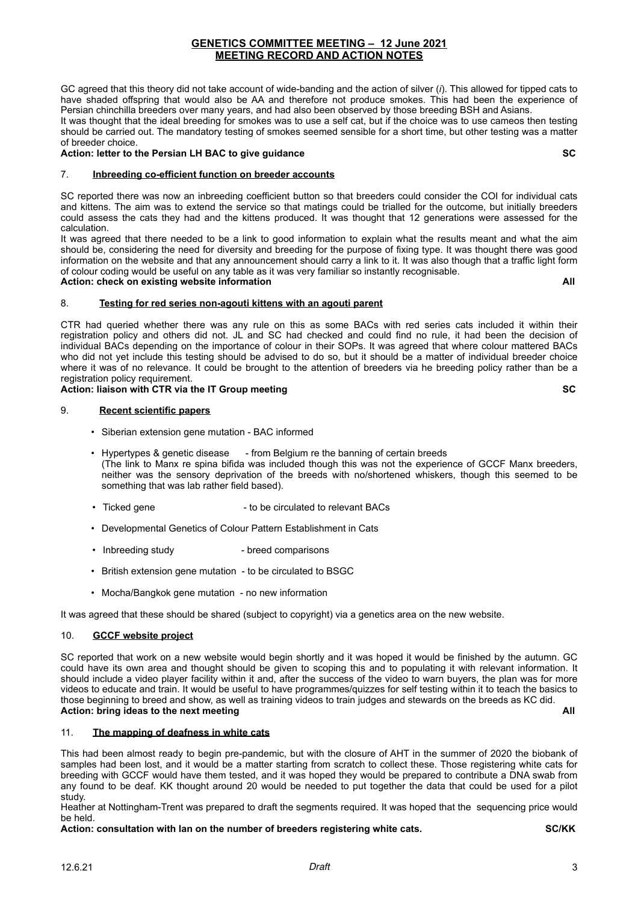## GENETICS COMMITTEE MEETING – 12 June 2021
## MEETING RECORD AND ACTION NOTES

GC agreed that this theory did not take account of wide-banding and the action of silver (*i*). This allowed for tipped cats to have shaded offspring that would also be AA and therefore not produce smokes. This had been the experience of Persian chinchilla breeders over many years, and had also been observed by those breeding BSH and Asians.
It was thought that the ideal breeding for smokes was to use a self cat, but if the choice was to use cameos then testing should be carried out. The mandatory testing of smokes seemed sensible for a short time, but other testing was a matter of breeder choice.

**Action: letter to the Persian LH BAC to give guidance** **SC**

### 7. Inbreeding co-efficient function on breeder accounts

SC reported there was now an inbreeding coefficient button so that breeders could consider the COI for individual cats and kittens. The aim was to extend the service so that matings could be trialled for the outcome, but initially breeders could assess the cats they had and the kittens produced. It was thought that 12 generations were assessed for the calculation.
It was agreed that there needed to be a link to good information to explain what the results meant and what the aim should be, considering the need for diversity and breeding for the purpose of fixing type. It was thought there was good information on the website and that any announcement should carry a link to it. It was also though that a traffic light form of colour coding would be useful on any table as it was very familiar so instantly recognisable.

**Action: check on existing website information** **All**

### 8. Testing for red series non-agouti kittens with an agouti parent

CTR had queried whether there was any rule on this as some BACs with red series cats included it within their registration policy and others did not. JL and SC had checked and could find no rule, it had been the decision of individual BACs depending on the importance of colour in their SOPs. It was agreed that where colour mattered BACs who did not yet include this testing should be advised to do so, but it should be a matter of individual breeder choice where it was of no relevance. It could be brought to the attention of breeders via he breeding policy rather than be a registration policy requirement.

**Action: liaison with CTR via the IT Group meeting** **SC**

### 9. Recent scientific papers

- Siberian extension gene mutation - BAC informed
- Hypertypes & genetic disease - from Belgium re the banning of certain breeds
  (The link to Manx re spina bifida was included though this was not the experience of GCCF Manx breeders, neither was the sensory deprivation of the breeds with no/shortened whiskers, though this seemed to be something that was lab rather field based).
- Ticked gene - to be circulated to relevant BACs
- Developmental Genetics of Colour Pattern Establishment in Cats
- Inbreeding study - breed comparisons
- British extension gene mutation - to be circulated to BSGC
- Mocha/Bangkok gene mutation - no new information

It was agreed that these should be shared (subject to copyright) via a genetics area on the new website.

### 10. GCCF website project

SC reported that work on a new website would begin shortly and it was hoped it would be finished by the autumn. GC could have its own area and thought should be given to scoping this and to populating it with relevant information. It should include a video player facility within it and, after the success of the video to warn buyers, the plan was for more videos to educate and train. It would be useful to have programmes/quizzes for self testing within it to teach the basics to those beginning to breed and show, as well as training videos to train judges and stewards on the breeds as KC did.

**Action: bring ideas to the next meeting** **All**

### 11. The mapping of deafness in white cats

This had been almost ready to begin pre-pandemic, but with the closure of AHT in the summer of 2020 the biobank of samples had been lost, and it would be a matter starting from scratch to collect these. Those registering white cats for breeding with GCCF would have them tested, and it was hoped they would be prepared to contribute a DNA swab from any found to be deaf. KK thought around 20 would be needed to put together the data that could be used for a pilot study.
Heather at Nottingham-Trent was prepared to draft the segments required. It was hoped that the sequencing price would be held.

**Action: consultation with Ian on the number of breeders registering white cats.** **SC/KK**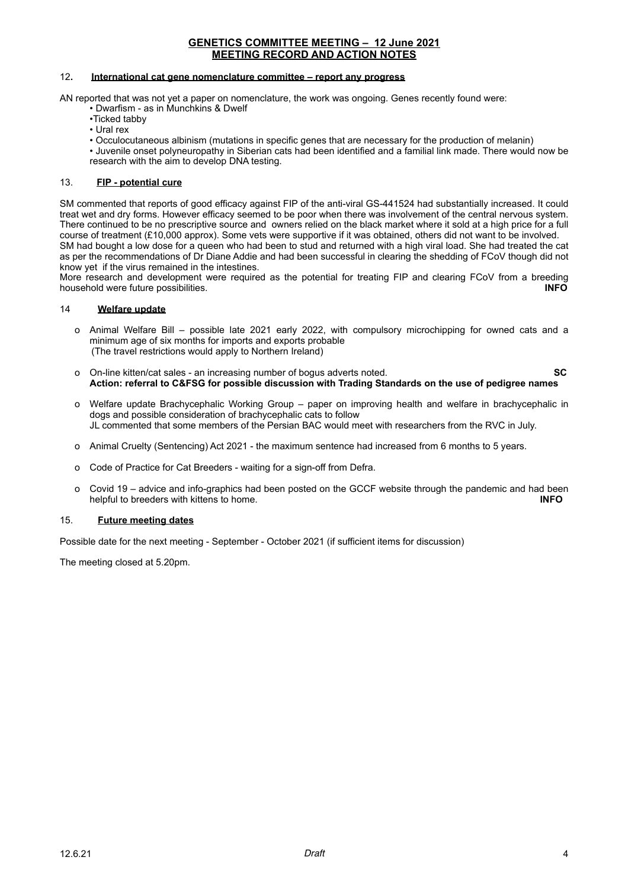## GENETICS COMMITTEE MEETING – 12 June 2021
## MEETING RECORD AND ACTION NOTES

### 12. International cat gene nomenclature committee – report any progress

AN reported that was not yet a paper on nomenclature, the work was ongoing. Genes recently found were:

- Dwarfism - as in Munchkins & Dwelf
- Ticked tabby
- Ural rex
- Occulocutaneous albinism (mutations in specific genes that are necessary for the production of melanin)
- Juvenile onset polyneuropathy in Siberian cats had been identified and a familial link made. There would now be research with the aim to develop DNA testing.

### 13. FIP - potential cure

SM commented that reports of good efficacy against FIP of the anti-viral GS-441524 had substantially increased. It could treat wet and dry forms. However efficacy seemed to be poor when there was involvement of the central nervous system. There continued to be no prescriptive source and owners relied on the black market where it sold at a high price for a full course of treatment (£10,000 approx). Some vets were supportive if it was obtained, others did not want to be involved.
SM had bought a low dose for a queen who had been to stud and returned with a high viral load. She had treated the cat as per the recommendations of Dr Diane Addie and had been successful in clearing the shedding of FCoV though did not know yet if the virus remained in the intestines.
More research and development were required as the potential for treating FIP and clearing FCoV from a breeding household were future possibilities. **INFO**

### 14 Welfare update

- Animal Welfare Bill – possible late 2021 early 2022, with compulsory microchipping for owned cats and a minimum age of six months for imports and exports probable
  (The travel restrictions would apply to Northern Ireland)
- On-line kitten/cat sales - an increasing number of bogus adverts noted. **SC**
  **Action: referral to C&FSG for possible discussion with Trading Standards on the use of pedigree names**
- Welfare update Brachycephalic Working Group – paper on improving health and welfare in brachycephalic in dogs and possible consideration of brachycephalic cats to follow
  JL commented that some members of the Persian BAC would meet with researchers from the RVC in July.
- Animal Cruelty (Sentencing) Act 2021 - the maximum sentence had increased from 6 months to 5 years.
- Code of Practice for Cat Breeders - waiting for a sign-off from Defra.
- Covid 19 – advice and info-graphics had been posted on the GCCF website through the pandemic and had been helpful to breeders with kittens to home. **INFO**

### 15. Future meeting dates

Possible date for the next meeting - September - October 2021 (if sufficient items for discussion)

The meeting closed at 5.20pm.